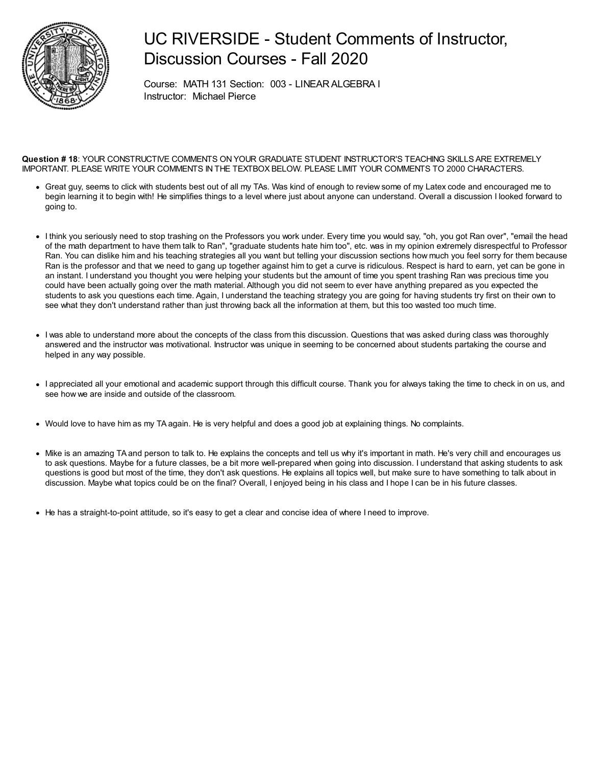# UC RIVERSIDE - Student Comments of Instructor, Discussion Courses - Fall 2020

Course: MATH 131 Section: 003 - LINEAR ALGEBRA I
Instructor: Michael Pierce

**Question # 18**: YOUR CONSTRUCTIVE COMMENTS ON YOUR GRADUATE STUDENT INSTRUCTOR'S TEACHING SKILLS ARE EXTREMELY IMPORTANT. PLEASE WRITE YOUR COMMENTS IN THE TEXTBOX BELOW. PLEASE LIMIT YOUR COMMENTS TO 2000 CHARACTERS.

- Great guy, seems to click with students best out of all my TAs. Was kind of enough to review some of my Latex code and encouraged me to begin learning it to begin with! He simplifies things to a level where just about anyone can understand. Overall a discussion I looked forward to going to.

- I think you seriously need to stop trashing on the Professors you work under. Every time you would say, "oh, you got Ran over", "email the head of the math department to have them talk to Ran", "graduate students hate him too", etc. was in my opinion extremely disrespectful to Professor Ran. You can dislike him and his teaching strategies all you want but telling your discussion sections how much you feel sorry for them because Ran is the professor and that we need to gang up together against him to get a curve is ridiculous. Respect is hard to earn, yet can be gone in an instant. I understand you thought you were helping your students but the amount of time you spent trashing Ran was precious time you could have been actually going over the math material. Although you did not seem to ever have anything prepared as you expected the students to ask you questions each time. Again, I understand the teaching strategy you are going for having students try first on their own to see what they don't understand rather than just throwing back all the information at them, but this too wasted too much time.

- I was able to understand more about the concepts of the class from this discussion. Questions that was asked during class was thoroughly answered and the instructor was motivational. Instructor was unique in seeming to be concerned about students partaking the course and helped in any way possible.

- I appreciated all your emotional and academic support through this difficult course. Thank you for always taking the time to check in on us, and see how we are inside and outside of the classroom.

- Would love to have him as my TA again. He is very helpful and does a good job at explaining things. No complaints.

- Mike is an amazing TA and person to talk to. He explains the concepts and tell us why it's important in math. He's very chill and encourages us to ask questions. Maybe for a future classes, be a bit more well-prepared when going into discussion. I understand that asking students to ask questions is good but most of the time, they don't ask questions. He explains all topics well, but make sure to have something to talk about in discussion. Maybe what topics could be on the final? Overall, I enjoyed being in his class and I hope I can be in his future classes.

- He has a straight-to-point attitude, so it's easy to get a clear and concise idea of where I need to improve.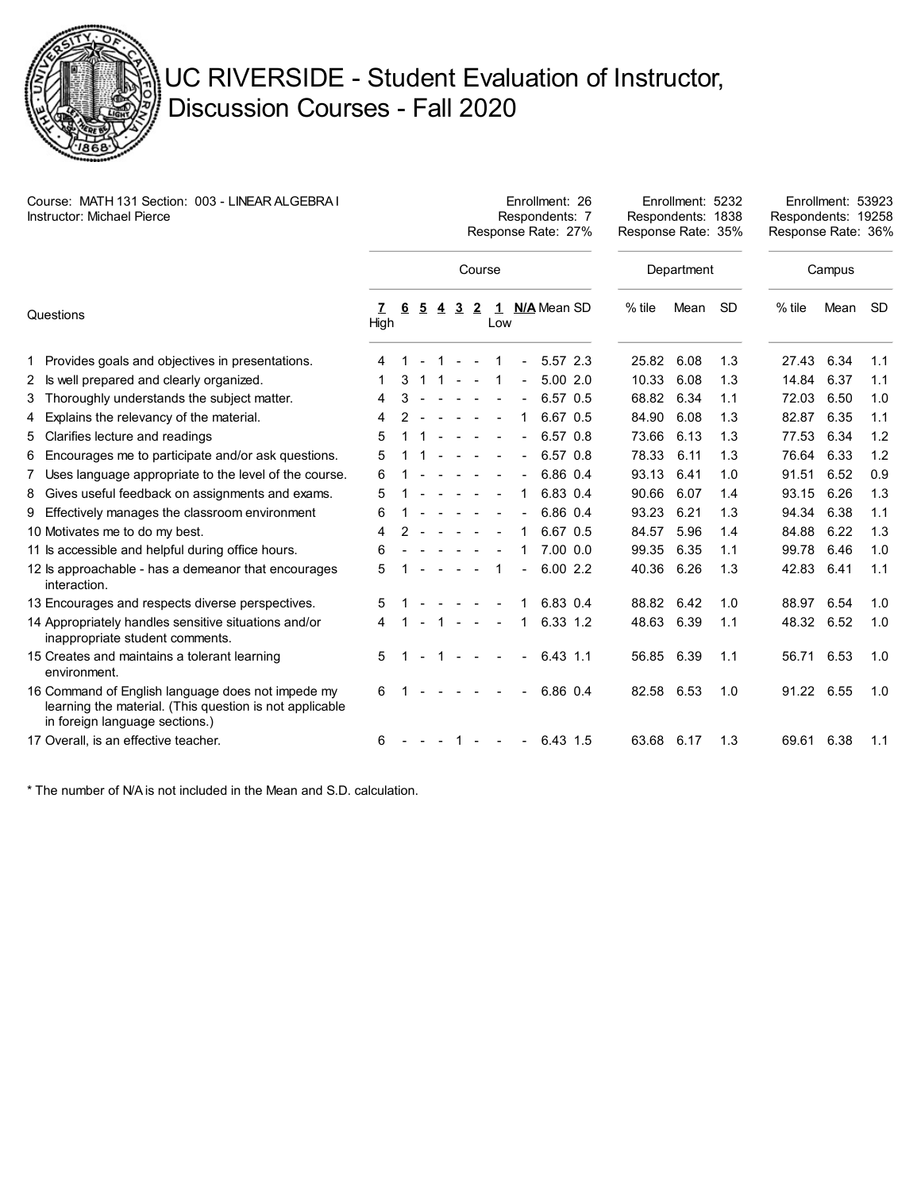# UC RIVERSIDE - Student Evaluation of Instructor, Discussion Courses - Fall 2020

Course: MATH 131 Section: 003 - LINEAR ALGEBRA I
Instructor: Michael Pierce

| | Course | Department | Campus |
|---|---|---|---|
| Enrollment | 26 | 5232 | 53923 |
| Respondents | 7 | 1838 | 19258 |
| Response Rate | 27% | 35% | 36% |

| Questions | 7 High | 6 | 5 | 4 | 3 | 2 | 1 Low | N/A | Mean | SD | Dept. % tile | Dept. Mean | Dept. SD | Campus % tile | Campus Mean | Campus SD |
|---|---|---|---|---|---|---|---|---|---|---|---|---|---|---|---|---|
| 1 Provides goals and objectives in presentations. | 4 | 1 | - | 1 | - | - | 1 | - | 5.57 | 2.3 | 25.82 | 6.08 | 1.3 | 27.43 | 6.34 | 1.1 |
| 2 Is well prepared and clearly organized. | 1 | 3 | 1 | 1 | - | - | 1 | - | 5.00 | 2.0 | 10.33 | 6.08 | 1.3 | 14.84 | 6.37 | 1.1 |
| 3 Thoroughly understands the subject matter. | 4 | 3 | - | - | - | - | - | - | 6.57 | 0.5 | 68.82 | 6.34 | 1.1 | 72.03 | 6.50 | 1.0 |
| 4 Explains the relevancy of the material. | 4 | 2 | - | - | - | - | - | 1 | 6.67 | 0.5 | 84.90 | 6.08 | 1.3 | 82.87 | 6.35 | 1.1 |
| 5 Clarifies lecture and readings | 5 | 1 | 1 | - | - | - | - | - | 6.57 | 0.8 | 73.66 | 6.13 | 1.3 | 77.53 | 6.34 | 1.2 |
| 6 Encourages me to participate and/or ask questions. | 5 | 1 | 1 | - | - | - | - | - | 6.57 | 0.8 | 78.33 | 6.11 | 1.3 | 76.64 | 6.33 | 1.2 |
| 7 Uses language appropriate to the level of the course. | 6 | 1 | - | - | - | - | - | - | 6.86 | 0.4 | 93.13 | 6.41 | 1.0 | 91.51 | 6.52 | 0.9 |
| 8 Gives useful feedback on assignments and exams. | 5 | 1 | - | - | - | - | - | 1 | 6.83 | 0.4 | 90.66 | 6.07 | 1.4 | 93.15 | 6.26 | 1.3 |
| 9 Effectively manages the classroom environment | 6 | 1 | - | - | - | - | - | - | 6.86 | 0.4 | 93.23 | 6.21 | 1.3 | 94.34 | 6.38 | 1.1 |
| 10 Motivates me to do my best. | 4 | 2 | - | - | - | - | - | 1 | 6.67 | 0.5 | 84.57 | 5.96 | 1.4 | 84.88 | 6.22 | 1.3 |
| 11 Is accessible and helpful during office hours. | 6 | - | - | - | - | - | - | 1 | 7.00 | 0.0 | 99.35 | 6.35 | 1.1 | 99.78 | 6.46 | 1.0 |
| 12 Is approachable - has a demeanor that encourages interaction. | 5 | 1 | - | - | - | - | 1 | - | 6.00 | 2.2 | 40.36 | 6.26 | 1.3 | 42.83 | 6.41 | 1.1 |
| 13 Encourages and respects diverse perspectives. | 5 | 1 | - | - | - | - | - | 1 | 6.83 | 0.4 | 88.82 | 6.42 | 1.0 | 88.97 | 6.54 | 1.0 |
| 14 Appropriately handles sensitive situations and/or inappropriate student comments. | 4 | 1 | - | 1 | - | - | - | 1 | 6.33 | 1.2 | 48.63 | 6.39 | 1.1 | 48.32 | 6.52 | 1.0 |
| 15 Creates and maintains a tolerant learning environment. | 5 | 1 | - | 1 | - | - | - | - | 6.43 | 1.1 | 56.85 | 6.39 | 1.1 | 56.71 | 6.53 | 1.0 |
| 16 Command of English language does not impede my learning the material. (This question is not applicable in foreign language sections.) | 6 | 1 | - | - | - | - | - | - | 6.86 | 0.4 | 82.58 | 6.53 | 1.0 | 91.22 | 6.55 | 1.0 |
| 17 Overall, is an effective teacher. | 6 | - | - | - | 1 | - | - | - | 6.43 | 1.5 | 63.68 | 6.17 | 1.3 | 69.61 | 6.38 | 1.1 |

* The number of N/A is not included in the Mean and S.D. calculation.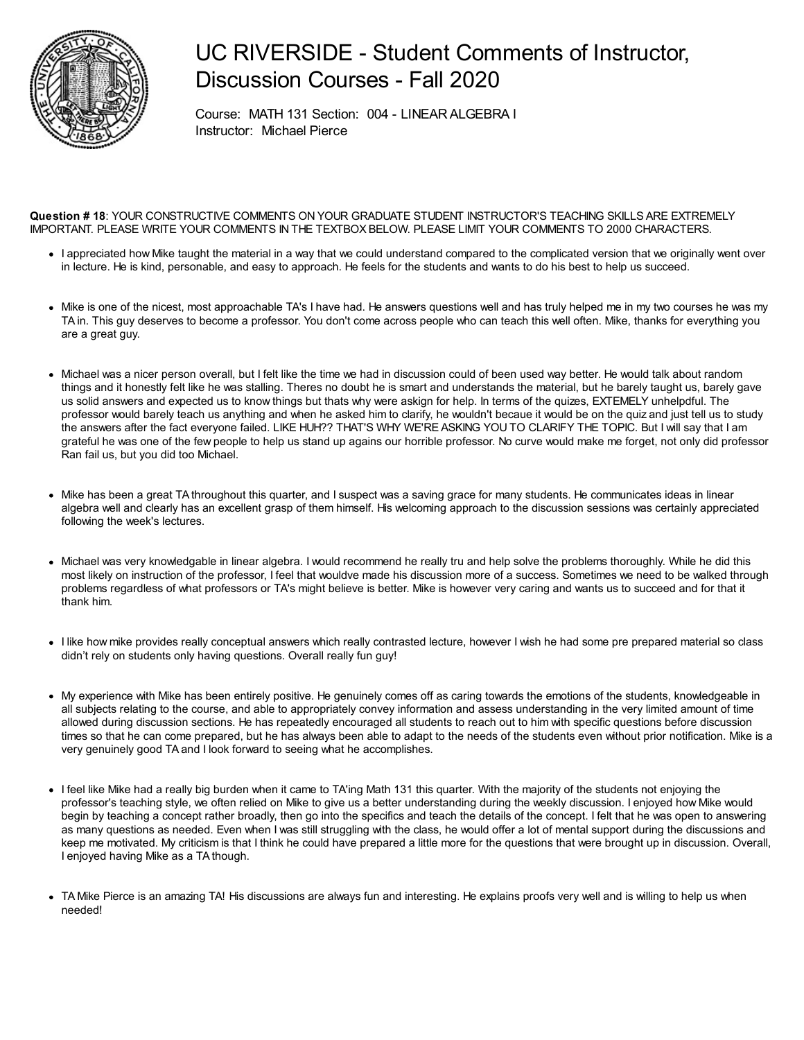# UC RIVERSIDE - Student Comments of Instructor, Discussion Courses - Fall 2020

Course: MATH 131 Section: 004 - LINEAR ALGEBRA I
Instructor: Michael Pierce

**Question # 18**: YOUR CONSTRUCTIVE COMMENTS ON YOUR GRADUATE STUDENT INSTRUCTOR'S TEACHING SKILLS ARE EXTREMELY IMPORTANT. PLEASE WRITE YOUR COMMENTS IN THE TEXTBOX BELOW. PLEASE LIMIT YOUR COMMENTS TO 2000 CHARACTERS.

- I appreciated how Mike taught the material in a way that we could understand compared to the complicated version that we originally went over in lecture. He is kind, personable, and easy to approach. He feels for the students and wants to do his best to help us succeed.

- Mike is one of the nicest, most approachable TA's I have had. He answers questions well and has truly helped me in my two courses he was my TA in. This guy deserves to become a professor. You don't come across people who can teach this well often. Mike, thanks for everything you are a great guy.

- Michael was a nicer person overall, but I felt like the time we had in discussion could of been used way better. He would talk about random things and it honestly felt like he was stalling. Theres no doubt he is smart and understands the material, but he barely taught us, barely gave us solid answers and expected us to know things but thats why were askign for help. In terms of the quizes, EXTEMELY unhelpdful. The professor would barely teach us anything and when he asked him to clarify, he wouldn't becaue it would be on the quiz and just tell us to study the answers after the fact everyone failed. LIKE HUH?? THAT'S WHY WE'RE ASKING YOU TO CLARIFY THE TOPIC. But I will say that I am grateful he was one of the few people to help us stand up agains our horrible professor. No curve would make me forget, not only did professor Ran fail us, but you did too Michael.

- Mike has been a great TA throughout this quarter, and I suspect was a saving grace for many students. He communicates ideas in linear algebra well and clearly has an excellent grasp of them himself. His welcoming approach to the discussion sessions was certainly appreciated following the week's lectures.

- Michael was very knowledgable in linear algebra. I would recommend he really tru and help solve the problems thoroughly. While he did this most likely on instruction of the professor, I feel that wouldve made his discussion more of a success. Sometimes we need to be walked through problems regardless of what professors or TA's might believe is better. Mike is however very caring and wants us to succeed and for that it thank him.

- I like how mike provides really conceptual answers which really contrasted lecture, however I wish he had some pre prepared material so class didn't rely on students only having questions. Overall really fun guy!

- My experience with Mike has been entirely positive. He genuinely comes off as caring towards the emotions of the students, knowledgeable in all subjects relating to the course, and able to appropriately convey information and assess understanding in the very limited amount of time allowed during discussion sections. He has repeatedly encouraged all students to reach out to him with specific questions before discussion times so that he can come prepared, but he has always been able to adapt to the needs of the students even without prior notification. Mike is a very genuinely good TA and I look forward to seeing what he accomplishes.

- I feel like Mike had a really big burden when it came to TA'ing Math 131 this quarter. With the majority of the students not enjoying the professor's teaching style, we often relied on Mike to give us a better understanding during the weekly discussion. I enjoyed how Mike would begin by teaching a concept rather broadly, then go into the specifics and teach the details of the concept. I felt that he was open to answering as many questions as needed. Even when I was still struggling with the class, he would offer a lot of mental support during the discussions and keep me motivated. My criticism is that I think he could have prepared a little more for the questions that were brought up in discussion. Overall, I enjoyed having Mike as a TA though.

- TA Mike Pierce is an amazing TA! His discussions are always fun and interesting. He explains proofs very well and is willing to help us when needed!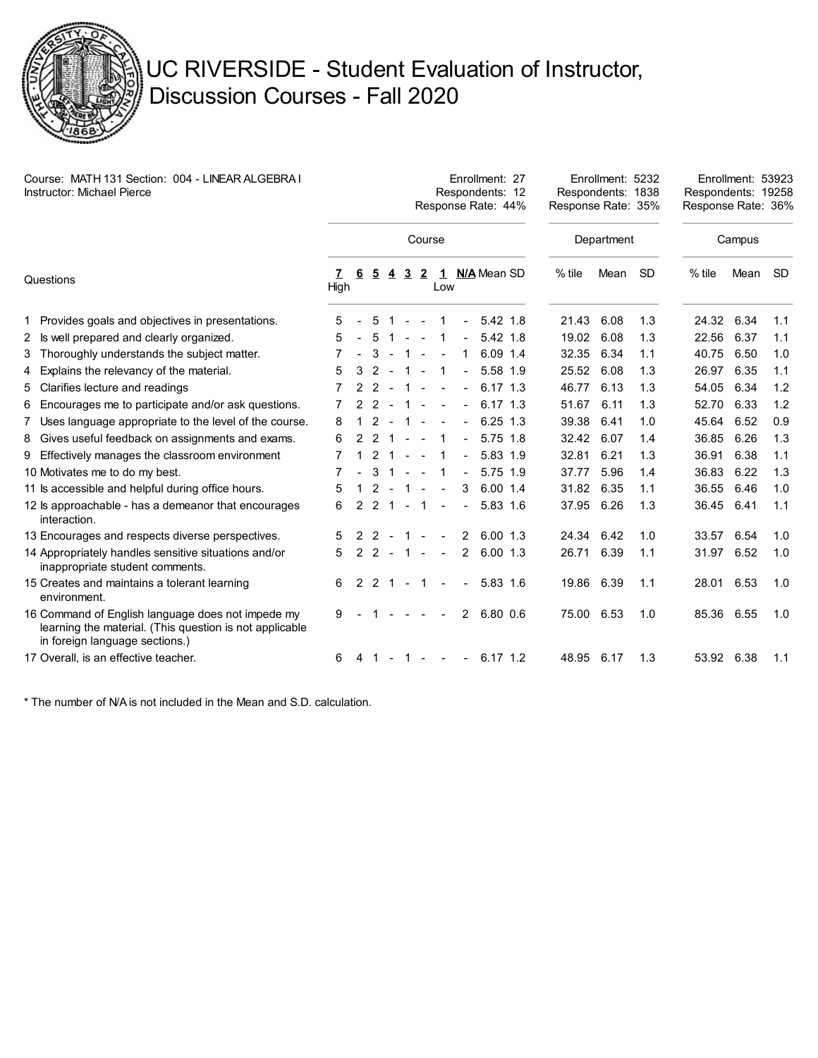# UC RIVERSIDE - Student Evaluation of Instructor, Discussion Courses - Fall 2020

Course: MATH 131 Section: 004 - LINEAR ALGEBRA I
Instructor: Michael Pierce

| | Course | Department | Campus |
|---|---|---|---|
| Enrollment | 27 | 5232 | 53923 |
| Respondents | 12 | 1838 | 19258 |
| Response Rate | 44% | 35% | 36% |

| Questions | 7 High | 6 | 5 | 4 | 3 | 2 | 1 Low | N/A | Mean | SD | Department % tile | Department Mean | Department SD | Campus % tile | Campus Mean | Campus SD |
|---|---|---|---|---|---|---|---|---|---|---|---|---|---|---|---|---|
| 1 Provides goals and objectives in presentations. | 5 | - | 5 | 1 | - | - | 1 | - | 5.42 | 1.8 | 21.43 | 6.08 | 1.3 | 24.32 | 6.34 | 1.1 |
| 2 Is well prepared and clearly organized. | 5 | - | 5 | 1 | - | - | 1 | - | 5.42 | 1.8 | 19.02 | 6.08 | 1.3 | 22.56 | 6.37 | 1.1 |
| 3 Thoroughly understands the subject matter. | 7 | - | 3 | - | 1 | - | - | 1 | 6.09 | 1.4 | 32.35 | 6.34 | 1.1 | 40.75 | 6.50 | 1.0 |
| 4 Explains the relevancy of the material. | 5 | 3 | 2 | - | 1 | - | 1 | - | 5.58 | 1.9 | 25.52 | 6.08 | 1.3 | 26.97 | 6.35 | 1.1 |
| 5 Clarifies lecture and readings | 7 | 2 | 2 | - | 1 | - | - | - | 6.17 | 1.3 | 46.77 | 6.13 | 1.3 | 54.05 | 6.34 | 1.2 |
| 6 Encourages me to participate and/or ask questions. | 7 | 2 | 2 | - | 1 | - | - | - | 6.17 | 1.3 | 51.67 | 6.11 | 1.3 | 52.70 | 6.33 | 1.2 |
| 7 Uses language appropriate to the level of the course. | 8 | 1 | 2 | - | 1 | - | - | - | 6.25 | 1.3 | 39.38 | 6.41 | 1.0 | 45.64 | 6.52 | 0.9 |
| 8 Gives useful feedback on assignments and exams. | 6 | 2 | 2 | 1 | - | - | 1 | - | 5.75 | 1.8 | 32.42 | 6.07 | 1.4 | 36.85 | 6.26 | 1.3 |
| 9 Effectively manages the classroom environment | 7 | 1 | 2 | 1 | - | - | 1 | - | 5.83 | 1.9 | 32.81 | 6.21 | 1.3 | 36.91 | 6.38 | 1.1 |
| 10 Motivates me to do my best. | 7 | - | 3 | 1 | - | - | 1 | - | 5.75 | 1.9 | 37.77 | 5.96 | 1.4 | 36.83 | 6.22 | 1.3 |
| 11 Is accessible and helpful during office hours. | 5 | 1 | 2 | - | 1 | - | - | 3 | 6.00 | 1.4 | 31.82 | 6.35 | 1.1 | 36.55 | 6.46 | 1.0 |
| 12 Is approachable - has a demeanor that encourages interaction. | 6 | 2 | 2 | 1 | - | 1 | - | - | 5.83 | 1.6 | 37.95 | 6.26 | 1.3 | 36.45 | 6.41 | 1.1 |
| 13 Encourages and respects diverse perspectives. | 5 | 2 | 2 | - | 1 | - | - | 2 | 6.00 | 1.3 | 24.34 | 6.42 | 1.0 | 33.57 | 6.54 | 1.0 |
| 14 Appropriately handles sensitive situations and/or inappropriate student comments. | 5 | 2 | 2 | - | 1 | - | - | 2 | 6.00 | 1.3 | 26.71 | 6.39 | 1.1 | 31.97 | 6.52 | 1.0 |
| 15 Creates and maintains a tolerant learning environment. | 6 | 2 | 2 | 1 | - | 1 | - | - | 5.83 | 1.6 | 19.86 | 6.39 | 1.1 | 28.01 | 6.53 | 1.0 |
| 16 Command of English language does not impede my learning the material. (This question is not applicable in foreign language sections.) | 9 | - | 1 | - | - | - | - | 2 | 6.80 | 0.6 | 75.00 | 6.53 | 1.0 | 85.36 | 6.55 | 1.0 |
| 17 Overall, is an effective teacher. | 6 | 4 | 1 | - | 1 | - | - | - | 6.17 | 1.2 | 48.95 | 6.17 | 1.3 | 53.92 | 6.38 | 1.1 |

* The number of N/A is not included in the Mean and S.D. calculation.